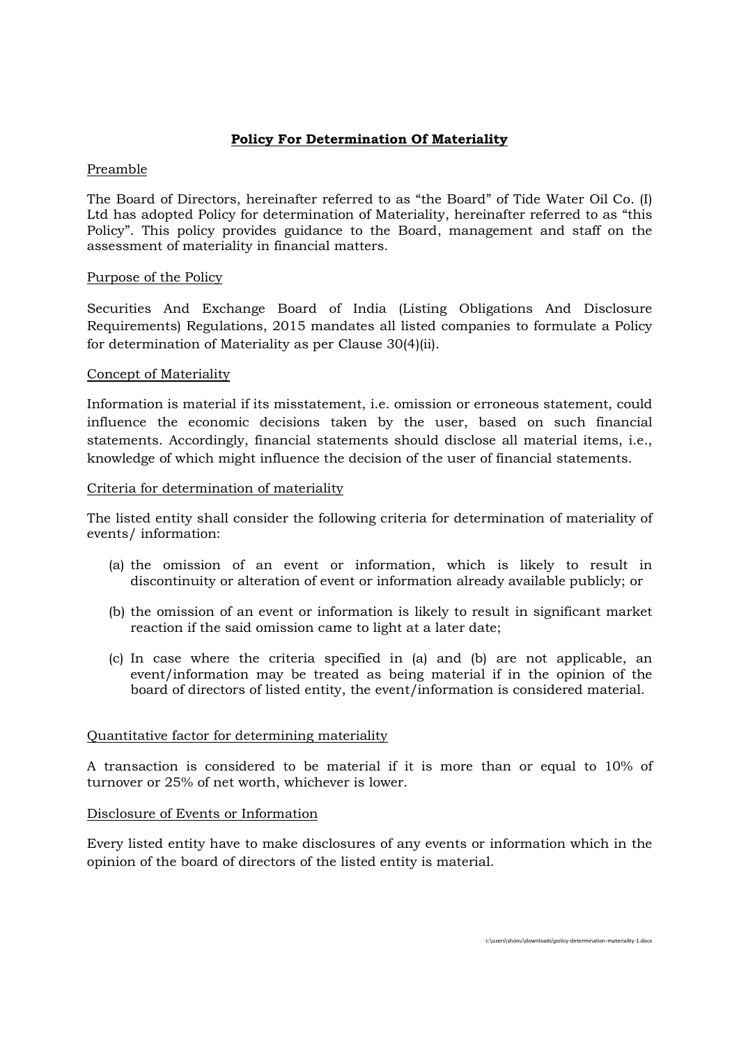# Policy For Determination Of Materiality

## Preamble

The Board of Directors, hereinafter referred to as "the Board" of Tide Water Oil Co. (I) Ltd has adopted Policy for determination of Materiality, hereinafter referred to as "this Policy". This policy provides guidance to the Board, management and staff on the assessment of materiality in financial matters.

## Purpose of the Policy

Securities And Exchange Board of India (Listing Obligations And Disclosure Requirements) Regulations, 2015 mandates all listed companies to formulate a Policy for determination of Materiality as per Clause 30(4)(ii).

## Concept of Materiality

Information is material if its misstatement, i.e. omission or erroneous statement, could influence the economic decisions taken by the user, based on such financial statements. Accordingly, financial statements should disclose all material items, i.e., knowledge of which might influence the decision of the user of financial statements.

## Criteria for determination of materiality

The listed entity shall consider the following criteria for determination of materiality of events/ information:

(a) the omission of an event or information, which is likely to result in discontinuity or alteration of event or information already available publicly; or

(b) the omission of an event or information is likely to result in significant market reaction if the said omission came to light at a later date;

(c) In case where the criteria specified in (a) and (b) are not applicable, an event/information may be treated as being material if in the opinion of the board of directors of listed entity, the event/information is considered material.

## Quantitative factor for determining materiality

A transaction is considered to be material if it is more than or equal to 10% of turnover or 25% of net worth, whichever is lower.

## Disclosure of Events or Information

Every listed entity have to make disclosures of any events or information which in the opinion of the board of directors of the listed entity is material.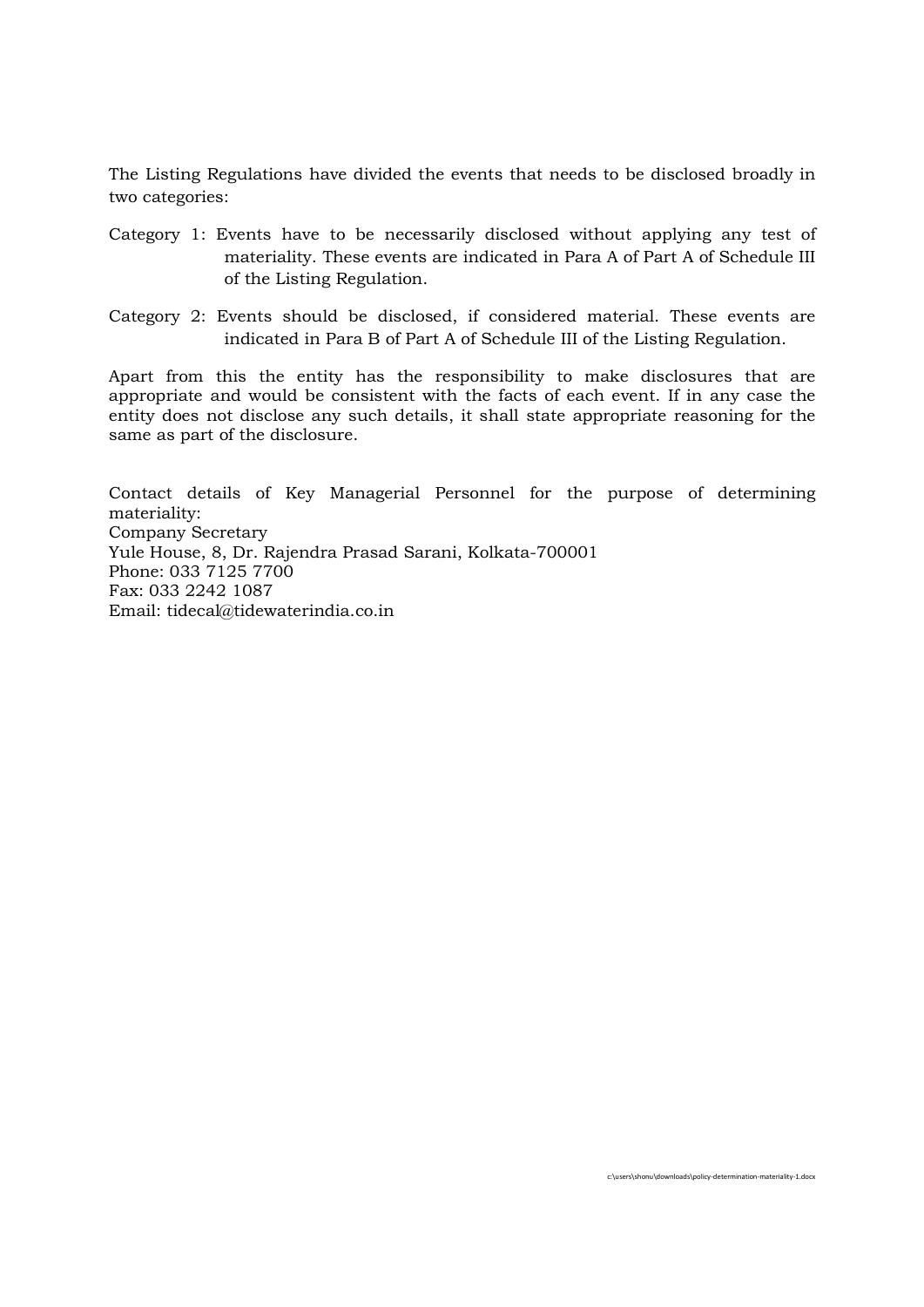The Listing Regulations have divided the events that needs to be disclosed broadly in two categories:

Category 1: Events have to be necessarily disclosed without applying any test of materiality. These events are indicated in Para A of Part A of Schedule III of the Listing Regulation.

Category 2: Events should be disclosed, if considered material. These events are indicated in Para B of Part A of Schedule III of the Listing Regulation.

Apart from this the entity has the responsibility to make disclosures that are appropriate and would be consistent with the facts of each event. If in any case the entity does not disclose any such details, it shall state appropriate reasoning for the same as part of the disclosure.

Contact details of Key Managerial Personnel for the purpose of determining materiality:
Company Secretary
Yule House, 8, Dr. Rajendra Prasad Sarani, Kolkata-700001
Phone: 033 7125 7700
Fax: 033 2242 1087
Email: tidecal@tidewaterindia.co.in